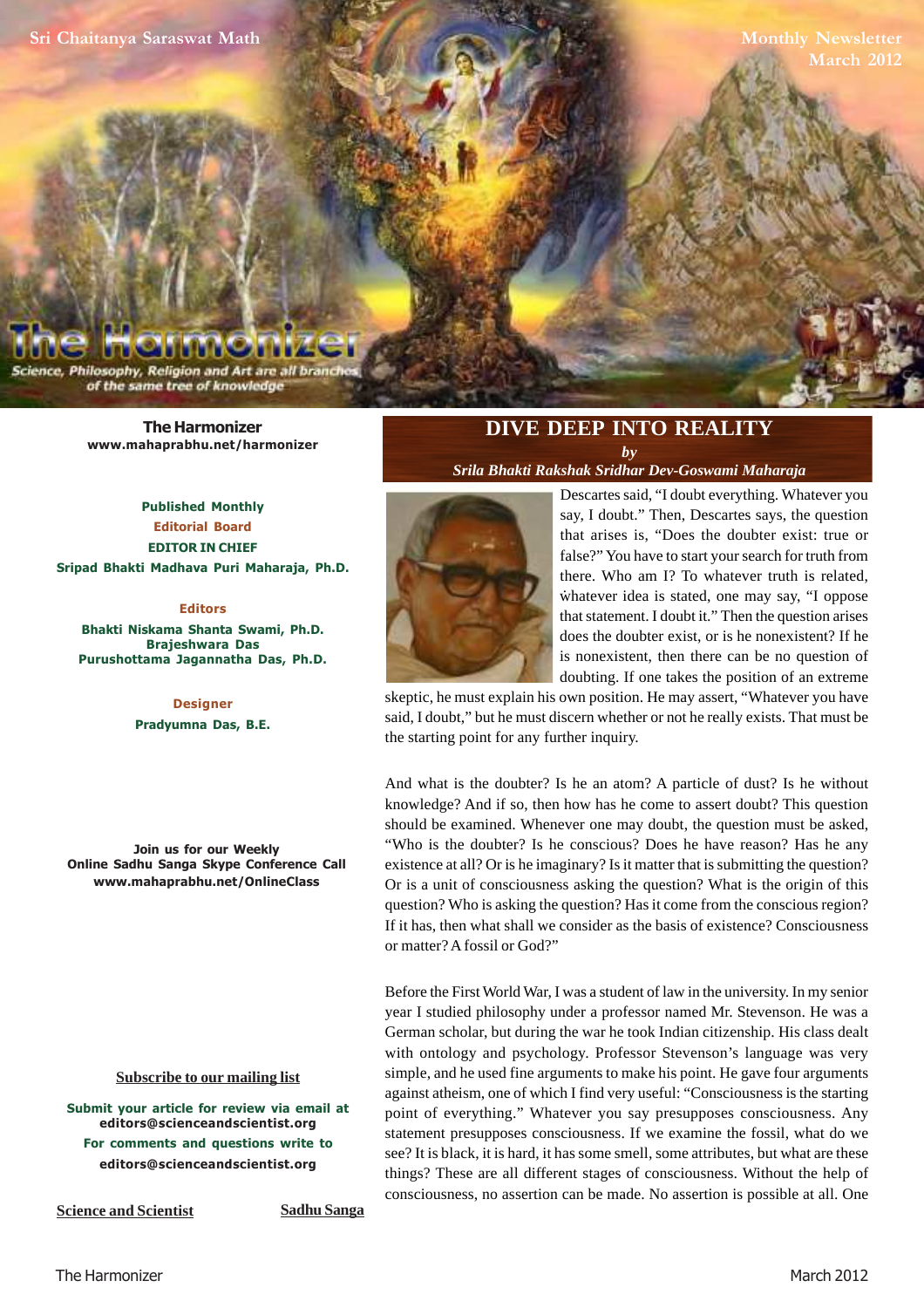Sri Chaitanya Saraswat Math

Monthly Newsletter
March 2012

# The Harmonizer

*Science, Philosophy, Religion and Art are all branches of the same tree of knowledge*

**The Harmonizer**
**www.mahaprabhu.net/harmonizer**

**Published Monthly**
**Editorial Board**
**EDITOR IN CHIEF**
**Sripad Bhakti Madhava Puri Maharaja, Ph.D.**

**Editors**
**Bhakti Niskama Shanta Swami, Ph.D.**
**Brajeshwara Das**
**Purushottama Jagannatha Das, Ph.D.**

**Designer**
**Pradyumna Das, B.E.**

**Join us for our Weekly Online Sadhu Sanga Skype Conference Call**
**www.mahaprabhu.net/OnlineClass**

**Subscribe to our mailing list**

**Submit your article for review via email at editors@scienceandscientist.org**
**For comments and questions write to editors@scienceandscientist.org**

**Science and Scientist** **Sadhu Sanga**

## DIVE DEEP INTO REALITY

*by*
*Srila Bhakti Rakshak Sridhar Dev-Goswami Maharaja*

Descartes said, "I doubt everything. Whatever you say, I doubt." Then, Descartes says, the question that arises is, "Does the doubter exist: true or false?" You have to start your search for truth from there. Who am I? To whatever truth is related, whatever idea is stated, one may say, "I oppose that statement. I doubt it." Then the question arises does the doubter exist, or is he nonexistent? If he is nonexistent, then there can be no question of doubting. If one takes the position of an extreme skeptic, he must explain his own position. He may assert, "Whatever you have said, I doubt," but he must discern whether or not he really exists. That must be the starting point for any further inquiry.

And what is the doubter? Is he an atom? A particle of dust? Is he without knowledge? And if so, then how has he come to assert doubt? This question should be examined. Whenever one may doubt, the question must be asked, "Who is the doubter? Is he conscious? Does he have reason? Has he any existence at all? Or is he imaginary? Is it matter that is submitting the question? Or is a unit of consciousness asking the question? What is the origin of this question? Who is asking the question? Has it come from the conscious region? If it has, then what shall we consider as the basis of existence? Consciousness or matter? A fossil or God?"

Before the First World War, I was a student of law in the university. In my senior year I studied philosophy under a professor named Mr. Stevenson. He was a German scholar, but during the war he took Indian citizenship. His class dealt with ontology and psychology. Professor Stevenson's language was very simple, and he used fine arguments to make his point. He gave four arguments against atheism, one of which I find very useful: "Consciousness is the starting point of everything." Whatever you say presupposes consciousness. Any statement presupposes consciousness. If we examine the fossil, what do we see? It is black, it is hard, it has some smell, some attributes, but what are these things? These are all different stages of consciousness. Without the help of consciousness, no assertion can be made. No assertion is possible at all. One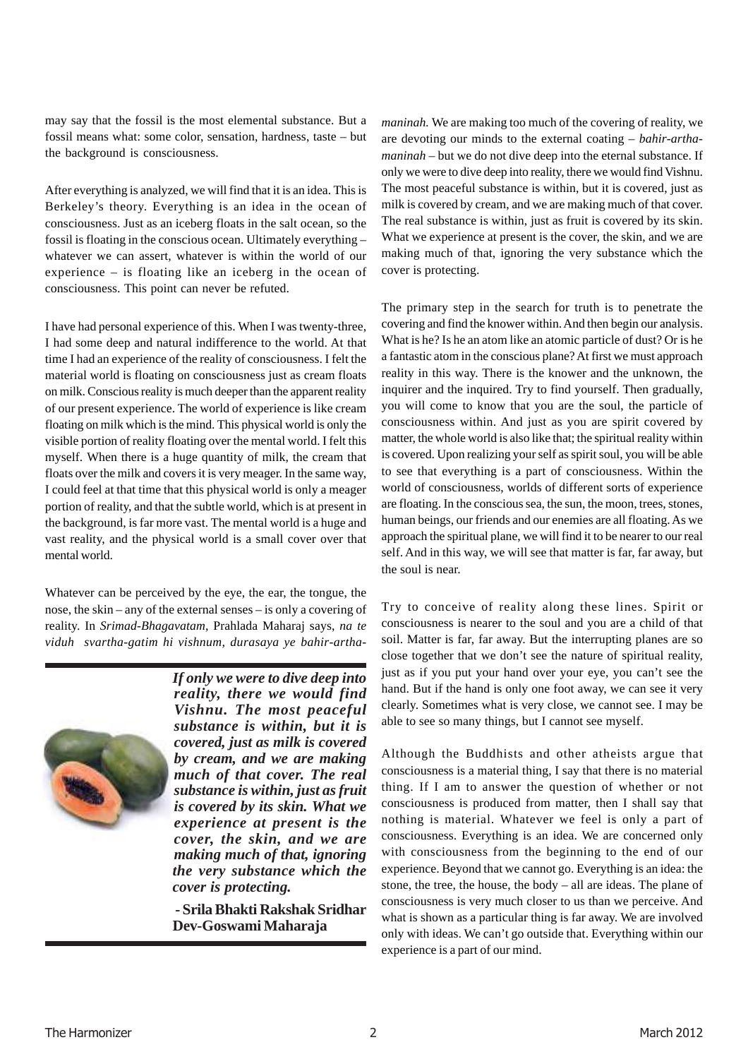may say that the fossil is the most elemental substance. But a fossil means what: some color, sensation, hardness, taste – but the background is consciousness.

After everything is analyzed, we will find that it is an idea. This is Berkeley's theory. Everything is an idea in the ocean of consciousness. Just as an iceberg floats in the salt ocean, so the fossil is floating in the conscious ocean. Ultimately everything – whatever we can assert, whatever is within the world of our experience – is floating like an iceberg in the ocean of consciousness. This point can never be refuted.

I have had personal experience of this. When I was twenty-three, I had some deep and natural indifference to the world. At that time I had an experience of the reality of consciousness. I felt the material world is floating on consciousness just as cream floats on milk. Conscious reality is much deeper than the apparent reality of our present experience. The world of experience is like cream floating on milk which is the mind. This physical world is only the visible portion of reality floating over the mental world. I felt this myself. When there is a huge quantity of milk, the cream that floats over the milk and covers it is very meager. In the same way, I could feel at that time that this physical world is only a meager portion of reality, and that the subtle world, which is at present in the background, is far more vast. The mental world is a huge and vast reality, and the physical world is a small cover over that mental world.

Whatever can be perceived by the eye, the ear, the tongue, the nose, the skin – any of the external senses – is only a covering of reality. In *Srimad-Bhagavatam*, Prahlada Maharaj says, *na te viduh svartha-gatim hi vishnum, durasaya ye bahir-artha-maninah.* We are making too much of the covering of reality, we are devoting our minds to the external coating – *bahir-artha-maninah* – but we do not dive deep into the eternal substance. If only we were to dive deep into reality, there we would find Vishnu. The most peaceful substance is within, but it is covered, just as milk is covered by cream, and we are making much of that cover. The real substance is within, just as fruit is covered by its skin. What we experience at present is the cover, the skin, and we are making much of that, ignoring the very substance which the cover is protecting.

> ***If only we were to dive deep into reality, there we would find Vishnu. The most peaceful substance is within, but it is covered, just as milk is covered by cream, and we are making much of that cover. The real substance is within, just as fruit is covered by its skin. What we experience at present is the cover, the skin, and we are making much of that, ignoring the very substance which the cover is protecting.***
>
> **- Srila Bhakti Rakshak Sridhar Dev-Goswami Maharaja**

The primary step in the search for truth is to penetrate the covering and find the knower within. And then begin our analysis. What is he? Is he an atom like an atomic particle of dust? Or is he a fantastic atom in the conscious plane? At first we must approach reality in this way. There is the knower and the unknown, the inquirer and the inquired. Try to find yourself. Then gradually, you will come to know that you are the soul, the particle of consciousness within. And just as you are spirit covered by matter, the whole world is also like that; the spiritual reality within is covered. Upon realizing your self as spirit soul, you will be able to see that everything is a part of consciousness. Within the world of consciousness, worlds of different sorts of experience are floating. In the conscious sea, the sun, the moon, trees, stones, human beings, our friends and our enemies are all floating. As we approach the spiritual plane, we will find it to be nearer to our real self. And in this way, we will see that matter is far, far away, but the soul is near.

Try to conceive of reality along these lines. Spirit or consciousness is nearer to the soul and you are a child of that soil. Matter is far, far away. But the interrupting planes are so close together that we don't see the nature of spiritual reality, just as if you put your hand over your eye, you can't see the hand. But if the hand is only one foot away, we can see it very clearly. Sometimes what is very close, we cannot see. I may be able to see so many things, but I cannot see myself.

Although the Buddhists and other atheists argue that consciousness is a material thing, I say that there is no material thing. If I am to answer the question of whether or not consciousness is produced from matter, then I shall say that nothing is material. Whatever we feel is only a part of consciousness. Everything is an idea. We are concerned only with consciousness from the beginning to the end of our experience. Beyond that we cannot go. Everything is an idea: the stone, the tree, the house, the body – all are ideas. The plane of consciousness is very much closer to us than we perceive. And what is shown as a particular thing is far away. We are involved only with ideas. We can't go outside that. Everything within our experience is a part of our mind.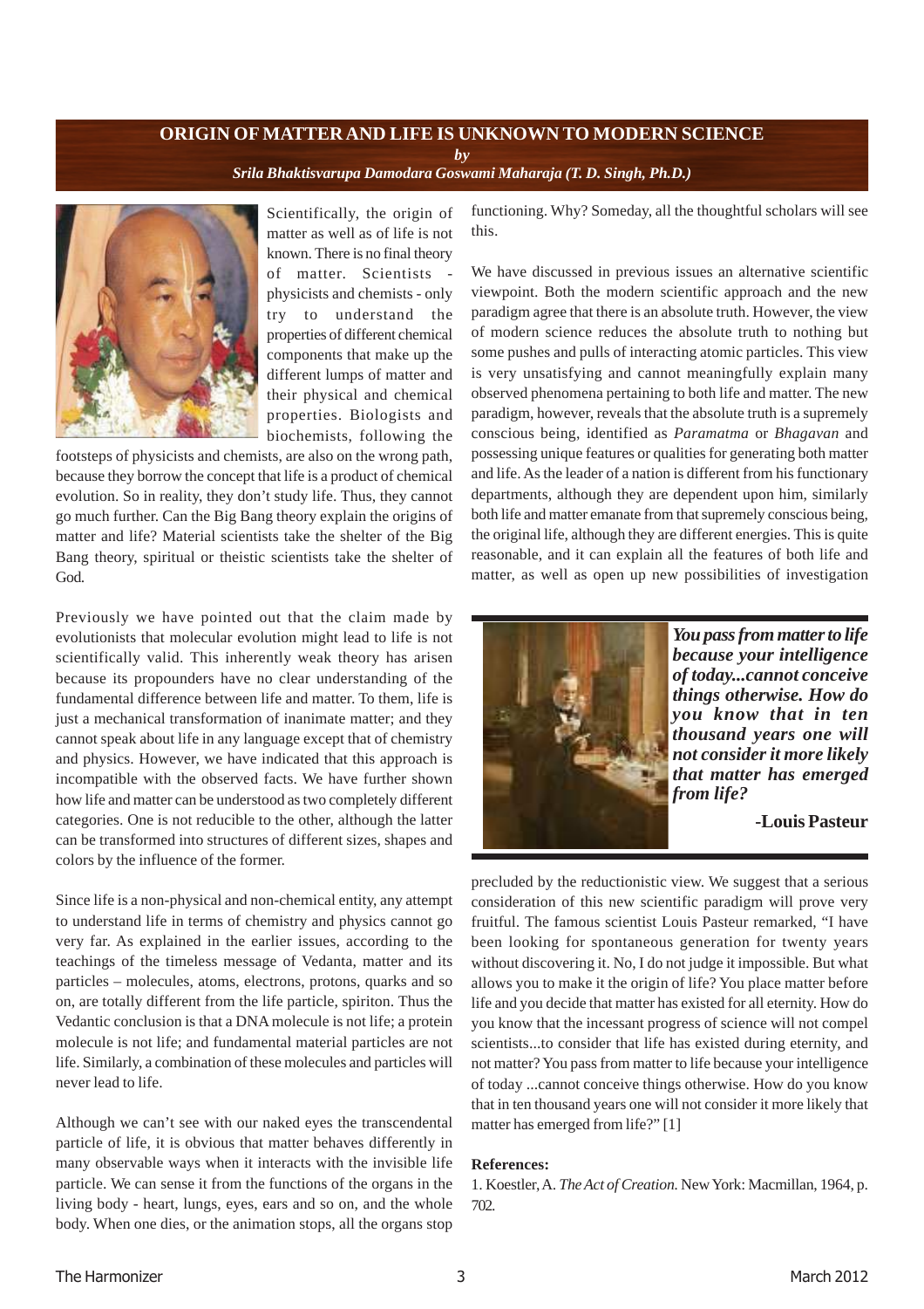# ORIGIN OF MATTER AND LIFE IS UNKNOWN TO MODERN SCIENCE

*by*

***Srila Bhaktisvarupa Damodara Goswami Maharaja (T. D. Singh, Ph.D.)***

Scientifically, the origin of matter as well as of life is not known. There is no final theory of matter. Scientists - physicists and chemists - only try to understand the properties of different chemical components that make up the different lumps of matter and their physical and chemical properties. Biologists and biochemists, following the footsteps of physicists and chemists, are also on the wrong path, because they borrow the concept that life is a product of chemical evolution. So in reality, they don't study life. Thus, they cannot go much further. Can the Big Bang theory explain the origins of matter and life? Material scientists take the shelter of the Big Bang theory, spiritual or theistic scientists take the shelter of God.

Previously we have pointed out that the claim made by evolutionists that molecular evolution might lead to life is not scientifically valid. This inherently weak theory has arisen because its propounders have no clear understanding of the fundamental difference between life and matter. To them, life is just a mechanical transformation of inanimate matter; and they cannot speak about life in any language except that of chemistry and physics. However, we have indicated that this approach is incompatible with the observed facts. We have further shown how life and matter can be understood as two completely different categories. One is not reducible to the other, although the latter can be transformed into structures of different sizes, shapes and colors by the influence of the former.

Since life is a non-physical and non-chemical entity, any attempt to understand life in terms of chemistry and physics cannot go very far. As explained in the earlier issues, according to the teachings of the timeless message of Vedanta, matter and its particles – molecules, atoms, electrons, protons, quarks and so on, are totally different from the life particle, spiriton. Thus the Vedantic conclusion is that a DNA molecule is not life; a protein molecule is not life; and fundamental material particles are not life. Similarly, a combination of these molecules and particles will never lead to life.

Although we can't see with our naked eyes the transcendental particle of life, it is obvious that matter behaves differently in many observable ways when it interacts with the invisible life particle. We can sense it from the functions of the organs in the living body - heart, lungs, eyes, ears and so on, and the whole body. When one dies, or the animation stops, all the organs stop functioning. Why? Someday, all the thoughtful scholars will see this.

We have discussed in previous issues an alternative scientific viewpoint. Both the modern scientific approach and the new paradigm agree that there is an absolute truth. However, the view of modern science reduces the absolute truth to nothing but some pushes and pulls of interacting atomic particles. This view is very unsatisfying and cannot meaningfully explain many observed phenomena pertaining to both life and matter. The new paradigm, however, reveals that the absolute truth is a supremely conscious being, identified as *Paramatma* or *Bhagavan* and possessing unique features or qualities for generating both matter and life. As the leader of a nation is different from his functionary departments, although they are dependent upon him, similarly both life and matter emanate from that supremely conscious being, the original life, although they are different energies. This is quite reasonable, and it can explain all the features of both life and matter, as well as open up new possibilities of investigation precluded by the reductionistic view. We suggest that a serious consideration of this new scientific paradigm will prove very fruitful. The famous scientist Louis Pasteur remarked, "I have been looking for spontaneous generation for twenty years without discovering it. No, I do not judge it impossible. But what allows you to make it the origin of life? You place matter before life and you decide that matter has existed for all eternity. How do you know that the incessant progress of science will not compel scientists...to consider that life has existed during eternity, and not matter? You pass from matter to life because your intelligence of today ...cannot conceive things otherwise. How do you know that in ten thousand years one will not consider it more likely that matter has emerged from life?" [1]

> ***You pass from matter to life because your intelligence of today...cannot conceive things otherwise. How do you know that in ten thousand years one will not consider it more likely that matter has emerged from life?***
>
> **-Louis Pasteur**

**References:**

1. Koestler, A. *The Act of Creation.* New York: Macmillan, 1964, p. 702.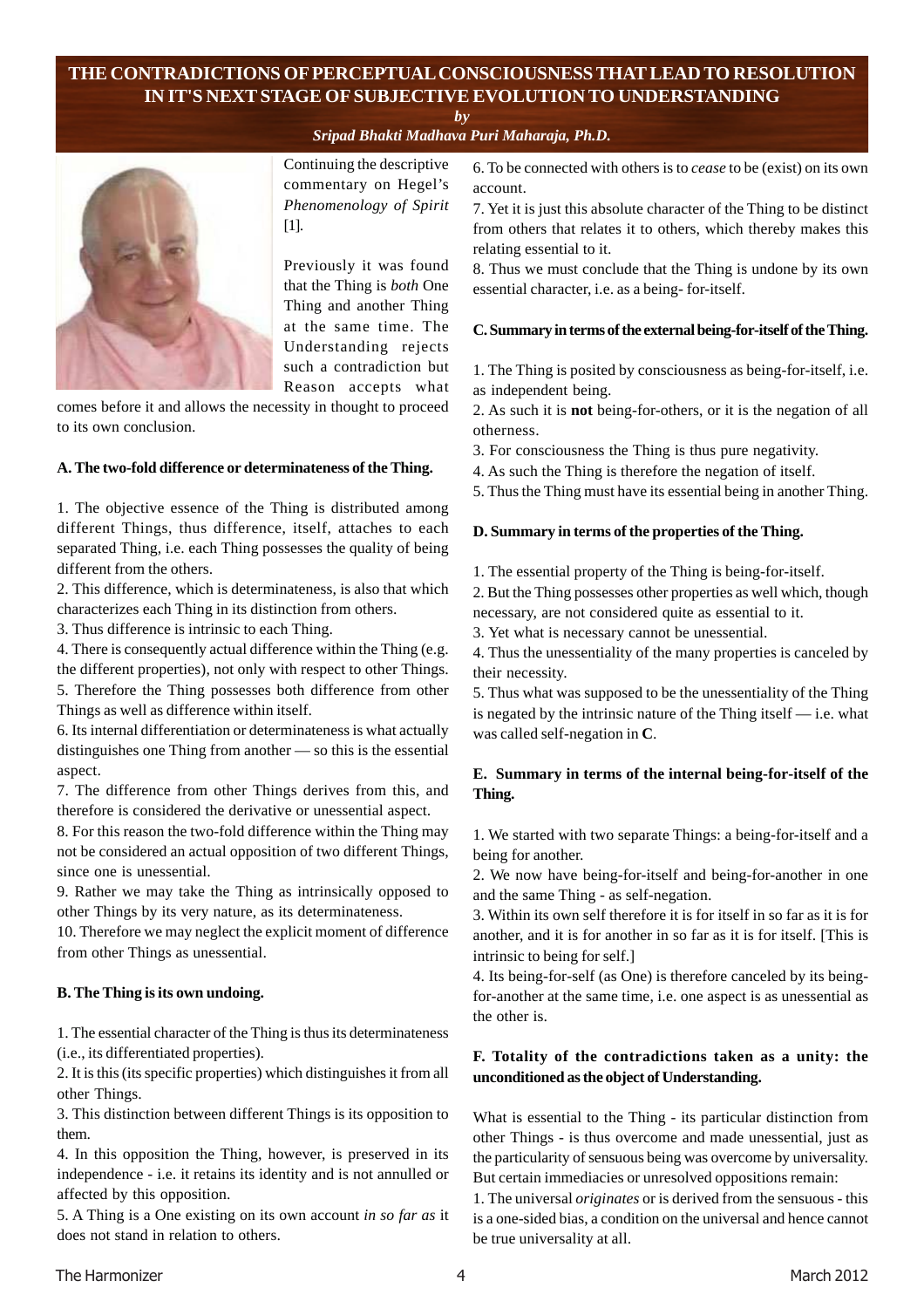# THE CONTRADICTIONS OF PERCEPTUAL CONSCIOUSNESS THAT LEAD TO RESOLUTION IN IT'S NEXT STAGE OF SUBJECTIVE EVOLUTION TO UNDERSTANDING

*by*

*Sripad Bhakti Madhava Puri Maharaja, Ph.D.*

Continuing the descriptive commentary on Hegel's *Phenomenology of Spirit* [1].

Previously it was found that the Thing is *both* One Thing and another Thing at the same time. The Understanding rejects such a contradiction but Reason accepts what comes before it and allows the necessity in thought to proceed to its own conclusion.

### A. The two-fold difference or determinateness of the Thing.

1. The objective essence of the Thing is distributed among different Things, thus difference, itself, attaches to each separated Thing, i.e. each Thing possesses the quality of being different from the others.
2. This difference, which is determinateness, is also that which characterizes each Thing in its distinction from others.
3. Thus difference is intrinsic to each Thing.
4. There is consequently actual difference within the Thing (e.g. the different properties), not only with respect to other Things.
5. Therefore the Thing possesses both difference from other Things as well as difference within itself.
6. Its internal differentiation or determinateness is what actually distinguishes one Thing from another — so this is the essential aspect.
7. The difference from other Things derives from this, and therefore is considered the derivative or unessential aspect.
8. For this reason the two-fold difference within the Thing may not be considered an actual opposition of two different Things, since one is unessential.
9. Rather we may take the Thing as intrinsically opposed to other Things by its very nature, as its determinateness.
10. Therefore we may neglect the explicit moment of difference from other Things as unessential.

### B. The Thing is its own undoing.

1. The essential character of the Thing is thus its determinateness (i.e., its differentiated properties).
2. It is this (its specific properties) which distinguishes it from all other Things.
3. This distinction between different Things is its opposition to them.
4. In this opposition the Thing, however, is preserved in its independence - i.e. it retains its identity and is not annulled or affected by this opposition.
5. A Thing is a One existing on its own account *in so far as* it does not stand in relation to others.
6. To be connected with others is to *cease* to be (exist) on its own account.
7. Yet it is just this absolute character of the Thing to be distinct from others that relates it to others, which thereby makes this relating essential to it.
8. Thus we must conclude that the Thing is undone by its own essential character, i.e. as a being- for-itself.

### C. Summary in terms of the external being-for-itself of the Thing.

1. The Thing is posited by consciousness as being-for-itself, i.e. as independent being.
2. As such it is **not** being-for-others, or it is the negation of all otherness.
3. For consciousness the Thing is thus pure negativity.
4. As such the Thing is therefore the negation of itself.
5. Thus the Thing must have its essential being in another Thing.

### D. Summary in terms of the properties of the Thing.

1. The essential property of the Thing is being-for-itself.
2. But the Thing possesses other properties as well which, though necessary, are not considered quite as essential to it.
3. Yet what is necessary cannot be unessential.
4. Thus the unessentiality of the many properties is canceled by their necessity.
5. Thus what was supposed to be the unessentiality of the Thing is negated by the intrinsic nature of the Thing itself — i.e. what was called self-negation in **C**.

### E. Summary in terms of the internal being-for-itself of the Thing.

1. We started with two separate Things: a being-for-itself and a being for another.
2. We now have being-for-itself and being-for-another in one and the same Thing - as self-negation.
3. Within its own self therefore it is for itself in so far as it is for another, and it is for another in so far as it is for itself. [This is intrinsic to being for self.]
4. Its being-for-self (as One) is therefore canceled by its being-for-another at the same time, i.e. one aspect is as unessential as the other is.

### F. Totality of the contradictions taken as a unity: the unconditioned as the object of Understanding.

What is essential to the Thing - its particular distinction from other Things - is thus overcome and made unessential, just as the particularity of sensuous being was overcome by universality. But certain immediacies or unresolved oppositions remain:

1. The universal *originates* or is derived from the sensuous - this is a one-sided bias, a condition on the universal and hence cannot be true universality at all.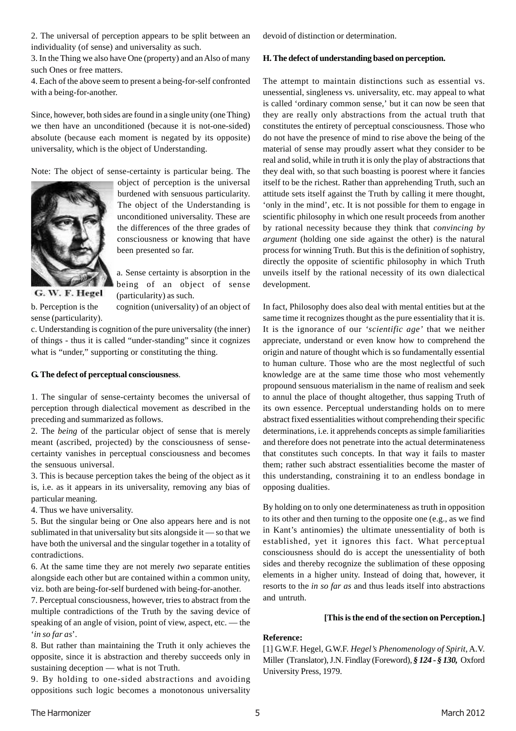2. The universal of perception appears to be split between an individuality (of sense) and universality as such.

3. In the Thing we also have One (property) and an Also of many such Ones or free matters.

4. Each of the above seem to present a being-for-self confronted with a being-for-another.

Since, however, both sides are found in a single unity (one Thing) we then have an unconditioned (because it is not-one-sided) absolute (because each moment is negated by its opposite) universality, which is the object of Understanding.

Note: The object of sense-certainty is particular being. The object of perception is the universal burdened with sensuous particularity. The object of the Understanding is unconditioned universality. These are the differences of the three grades of consciousness or knowing that have been presented so far.

G. W. F. Hegel

a. Sense certainty is absorption in the being of an object of sense (particularity) as such.

b. Perception is the cognition (universality) of an object of sense (particularity).

c. Understanding is cognition of the pure universality (the inner) of things - thus it is called "under-standing" since it cognizes what is "under," supporting or constituting the thing.

**G. The defect of perceptual consciousness**.

1. The singular of sense-certainty becomes the universal of perception through dialectical movement as described in the preceding and summarized as follows.

2. The *being* of the particular object of sense that is merely meant (ascribed, projected) by the consciousness of sense-certainty vanishes in perceptual consciousness and becomes the sensuous universal.

3. This is because perception takes the being of the object as it is, i.e. as it appears in its universality, removing any bias of particular meaning.

4. Thus we have universality.

5. But the singular being or One also appears here and is not sublimated in that universality but sits alongside it — so that we have both the universal and the singular together in a totality of contradictions.

6. At the same time they are not merely *two* separate entities alongside each other but are contained within a common unity, viz. both are being-for-self burdened with being-for-another.

7. Perceptual consciousness, however, tries to abstract from the multiple contradictions of the Truth by the saving device of speaking of an angle of vision, point of view, aspect, etc. — the '*in so far as*'.

8. But rather than maintaining the Truth it only achieves the opposite, since it is abstraction and thereby succeeds only in sustaining deception — what is not Truth.

9. By holding to one-sided abstractions and avoiding oppositions such logic becomes a monotonous universality devoid of distinction or determination.

**H. The defect of understanding based on perception.**

The attempt to maintain distinctions such as essential vs. unessential, singleness vs. universality, etc. may appeal to what is called 'ordinary common sense,' but it can now be seen that they are really only abstractions from the actual truth that constitutes the entirety of perceptual consciousness. Those who do not have the presence of mind to rise above the being of the material of sense may proudly assert what they consider to be real and solid, while in truth it is only the play of abstractions that they deal with, so that such boasting is poorest where it fancies itself to be the richest. Rather than apprehending Truth, such an attitude sets itself against the Truth by calling it mere thought, 'only in the mind', etc. It is not possible for them to engage in scientific philosophy in which one result proceeds from another by rational necessity because they think that *convincing by argument* (holding one side against the other) is the natural process for winning Truth. But this is the definition of sophistry, directly the opposite of scientific philosophy in which Truth unveils itself by the rational necessity of its own dialectical development.

In fact, Philosophy does also deal with mental entities but at the same time it recognizes thought as the pure essentiality that it is. It is the ignorance of our '*scientific age*' that we neither appreciate, understand or even know how to comprehend the origin and nature of thought which is so fundamentally essential to human culture. Those who are the most neglectful of such knowledge are at the same time those who most vehemently propound sensuous materialism in the name of realism and seek to annul the place of thought altogether, thus sapping Truth of its own essence. Perceptual understanding holds on to mere abstract fixed essentialities without comprehending their specific determinations, i.e. it apprehends concepts as simple familiarities and therefore does not penetrate into the actual determinateness that constitutes such concepts. In that way it fails to master them; rather such abstract essentialities become the master of this understanding, constraining it to an endless bondage in opposing dualities.

By holding on to only one determinateness as truth in opposition to its other and then turning to the opposite one (e.g., as we find in Kant's antinomies) the ultimate unessentiality of both is established, yet it ignores this fact. What perceptual consciousness should do is accept the unessentiality of both sides and thereby recognize the sublimation of these opposing elements in a higher unity. Instead of doing that, however, it resorts to the *in so far as* and thus leads itself into abstractions and untruth.

**[This is the end of the section on Perception.]**

**Reference:**

[1] G.W.F. Hegel, G.W.F. *Hegel's Phenomenology of Spirit*, A.V. Miller (Translator), J.N. Findlay (Foreword), ***§ 124 - § 130,*** Oxford University Press, 1979.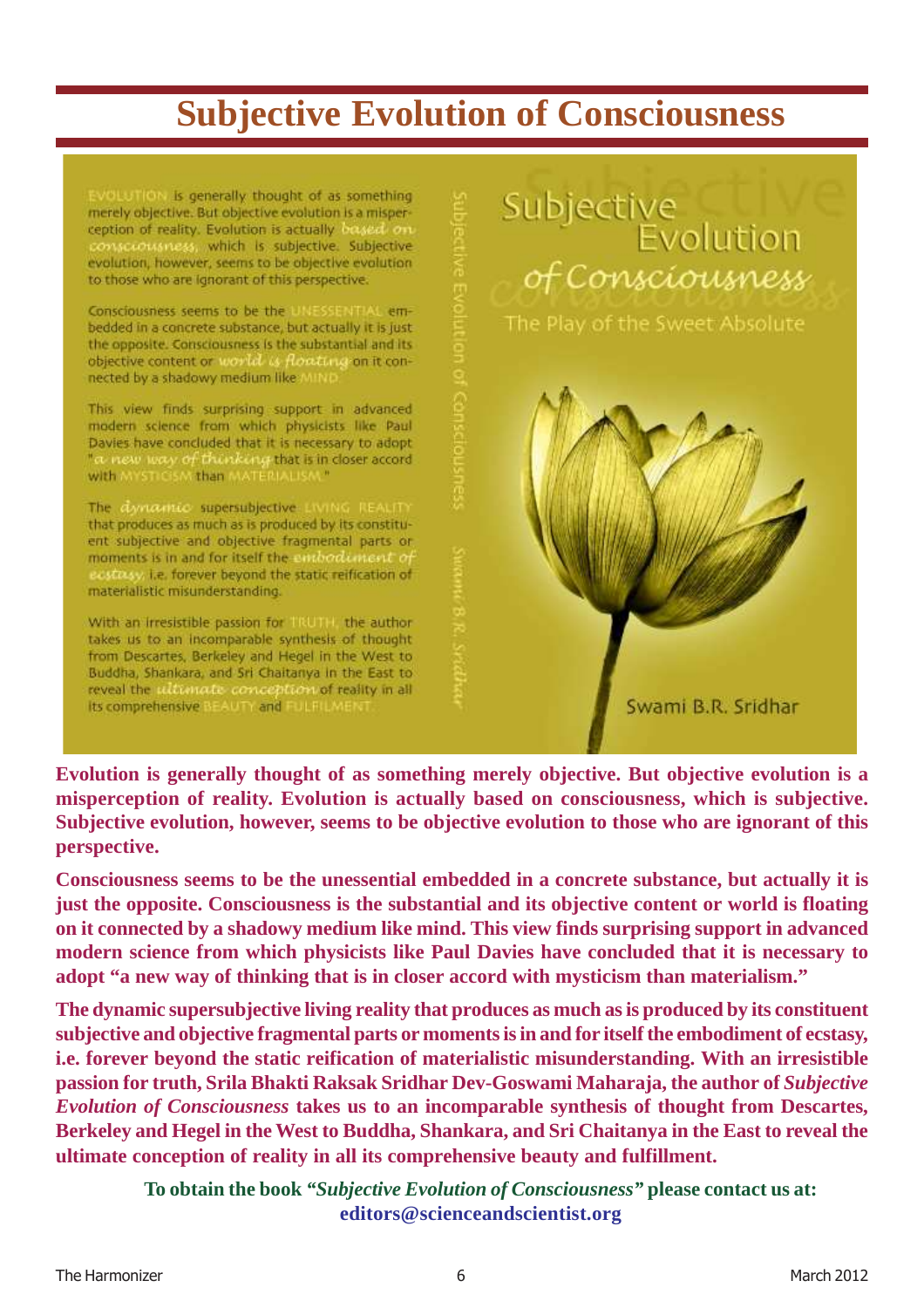# Subjective Evolution of Consciousness

**Evolution is generally thought of as something merely objective. But objective evolution is a misperception of reality. Evolution is actually based on consciousness, which is subjective. Subjective evolution, however, seems to be objective evolution to those who are ignorant of this perspective.**

**Consciousness seems to be the unessential embedded in a concrete substance, but actually it is just the opposite. Consciousness is the substantial and its objective content or world is floating on it connected by a shadowy medium like mind. This view finds surprising support in advanced modern science from which physicists like Paul Davies have concluded that it is necessary to adopt "a new way of thinking that is in closer accord with mysticism than materialism."**

**The dynamic supersubjective living reality that produces as much as is produced by its constituent subjective and objective fragmental parts or moments is in and for itself the embodiment of ecstasy, i.e. forever beyond the static reification of materialistic misunderstanding. With an irresistible passion for truth, Srila Bhakti Raksak Sridhar Dev-Goswami Maharaja, the author of *Subjective Evolution of Consciousness* takes us to an incomparable synthesis of thought from Descartes, Berkeley and Hegel in the West to Buddha, Shankara, and Sri Chaitanya in the East to reveal the ultimate conception of reality in all its comprehensive beauty and fulfillment.**

**To obtain the book "*Subjective Evolution of Consciousness*" please contact us at: editors@scienceandscientist.org**